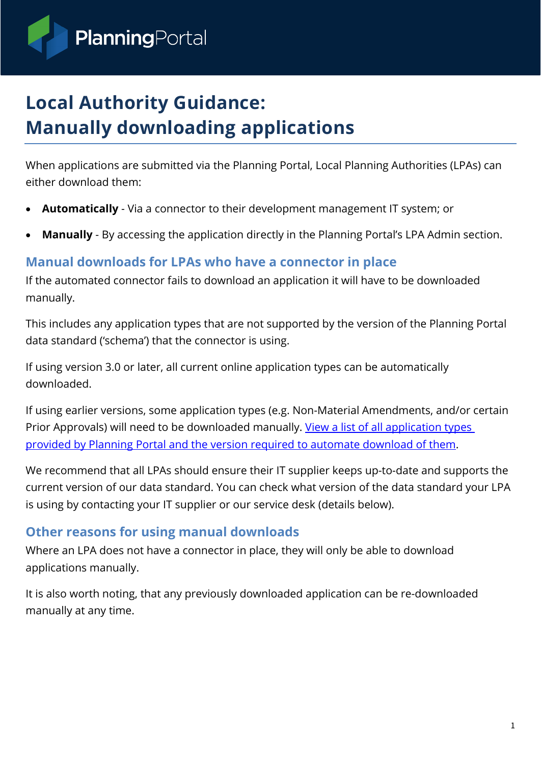# Local Authority Guidance: Manually downloading applications

When applications are submitted via the Planning Portal, Local Planning Authorities (LPAs) can either download them:

- **Automatically** - Via a connector to their development management IT system; or
- **Manually** - By accessing the application directly in the Planning Portal's LPA Admin section.

## Manual downloads for LPAs who have a connector in place

If the automated connector fails to download an application it will have to be downloaded manually.

This includes any application types that are not supported by the version of the Planning Portal data standard ('schema') that the connector is using.

If using version 3.0 or later, all current online application types can be automatically downloaded.

If using earlier versions, some application types (e.g. Non-Material Amendments, and/or certain Prior Approvals) will need to be downloaded manually. View a list of all application types provided by Planning Portal and the version required to automate download of them.

We recommend that all LPAs should ensure their IT supplier keeps up-to-date and supports the current version of our data standard. You can check what version of the data standard your LPA is using by contacting your IT supplier or our service desk (details below).

## Other reasons for using manual downloads

Where an LPA does not have a connector in place, they will only be able to download applications manually.

It is also worth noting, that any previously downloaded application can be re-downloaded manually at any time.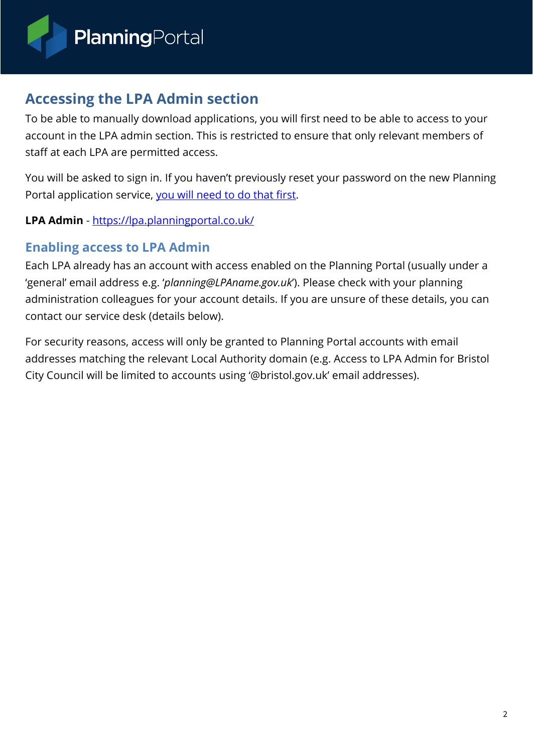## Accessing the LPA Admin section

To be able to manually download applications, you will first need to be able to access to your account in the LPA admin section. This is restricted to ensure that only relevant members of staff at each LPA are permitted access.

You will be asked to sign in. If you haven't previously reset your password on the new Planning Portal application service, [you will need to do that first](#).

**LPA Admin** - [https://lpa.planningportal.co.uk/](https://lpa.planningportal.co.uk/)

### Enabling access to LPA Admin

Each LPA already has an account with access enabled on the Planning Portal (usually under a 'general' email address e.g. '*planning@LPAname.gov.uk*'). Please check with your planning administration colleagues for your account details. If you are unsure of these details, you can contact our service desk (details below).

For security reasons, access will only be granted to Planning Portal accounts with email addresses matching the relevant Local Authority domain (e.g. Access to LPA Admin for Bristol City Council will be limited to accounts using '@bristol.gov.uk' email addresses).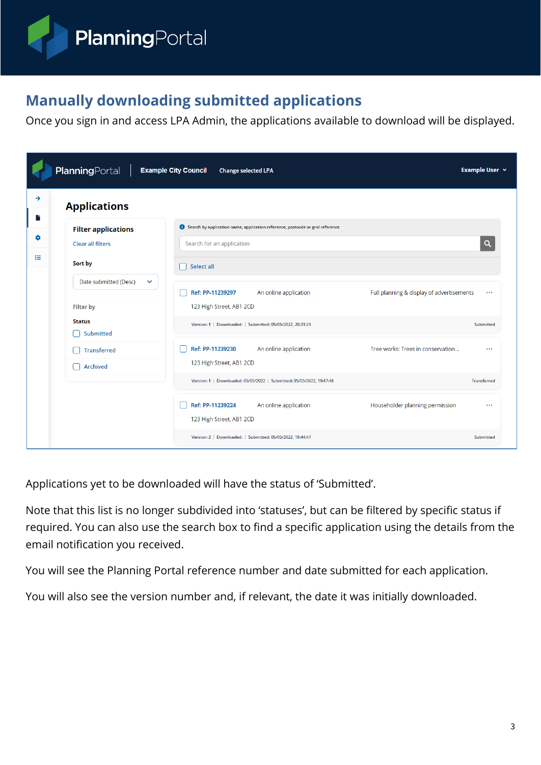## Manually downloading submitted applications

Once you sign in and access LPA Admin, the applications available to download will be displayed.

Applications yet to be downloaded will have the status of 'Submitted'.

Note that this list is no longer subdivided into 'statuses', but can be filtered by specific status if required. You can also use the search box to find a specific application using the details from the email notification you received.

You will see the Planning Portal reference number and date submitted for each application.

You will also see the version number and, if relevant, the date it was initially downloaded.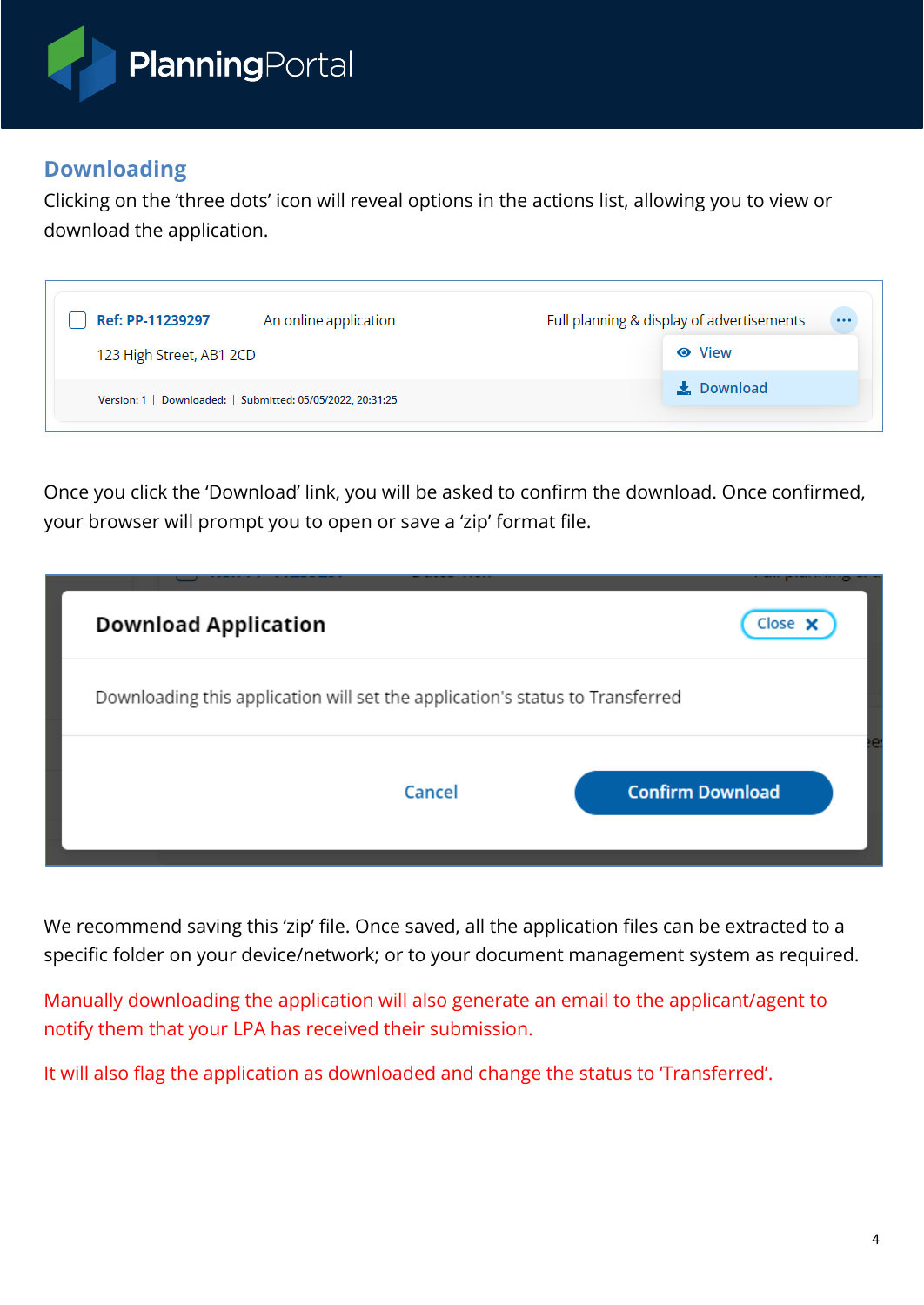## Downloading

Clicking on the 'three dots' icon will reveal options in the actions list, allowing you to view or download the application.

Ref: PP-11239297 An online application Full planning & display of advertisements

123 High Street, AB1 2CD

Version: 1 | Downloaded: | Submitted: 05/05/2022, 20:31:25

View

Download

Once you click the 'Download' link, you will be asked to confirm the download. Once confirmed, your browser will prompt you to open or save a 'zip' format file.

**Download Application** Close ✕

Downloading this application will set the application's status to Transferred

Cancel Confirm Download

We recommend saving this 'zip' file. Once saved, all the application files can be extracted to a specific folder on your device/network; or to your document management system as required.

Manually downloading the application will also generate an email to the applicant/agent to notify them that your LPA has received their submission.

It will also flag the application as downloaded and change the status to 'Transferred'.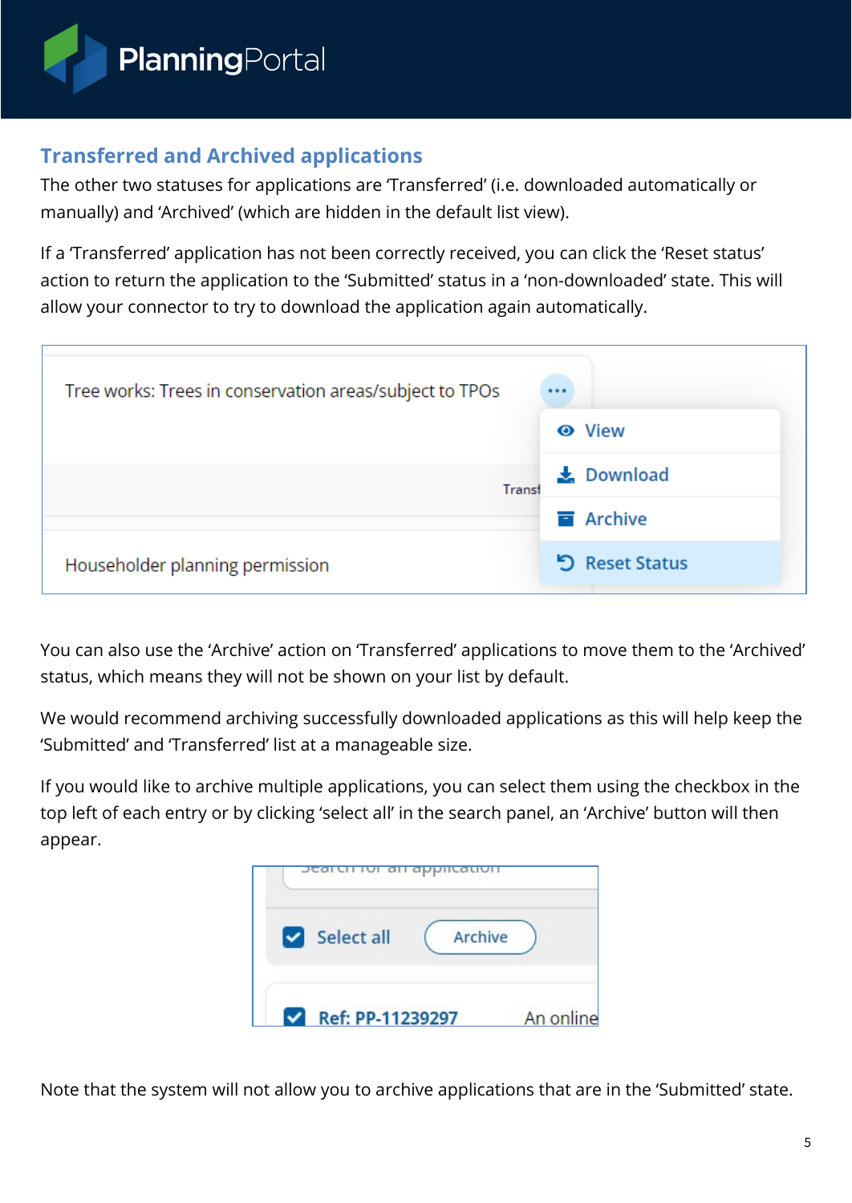## Transferred and Archived applications

The other two statuses for applications are 'Transferred' (i.e. downloaded automatically or manually) and 'Archived' (which are hidden in the default list view).

If a 'Transferred' application has not been correctly received, you can click the 'Reset status' action to return the application to the 'Submitted' status in a 'non-downloaded' state. This will allow your connector to try to download the application again automatically.

You can also use the 'Archive' action on 'Transferred' applications to move them to the 'Archived' status, which means they will not be shown on your list by default.

We would recommend archiving successfully downloaded applications as this will help keep the 'Submitted' and 'Transferred' list at a manageable size.

If you would like to archive multiple applications, you can select them using the checkbox in the top left of each entry or by clicking 'select all' in the search panel, an 'Archive' button will then appear.

Note that the system will not allow you to archive applications that are in the 'Submitted' state.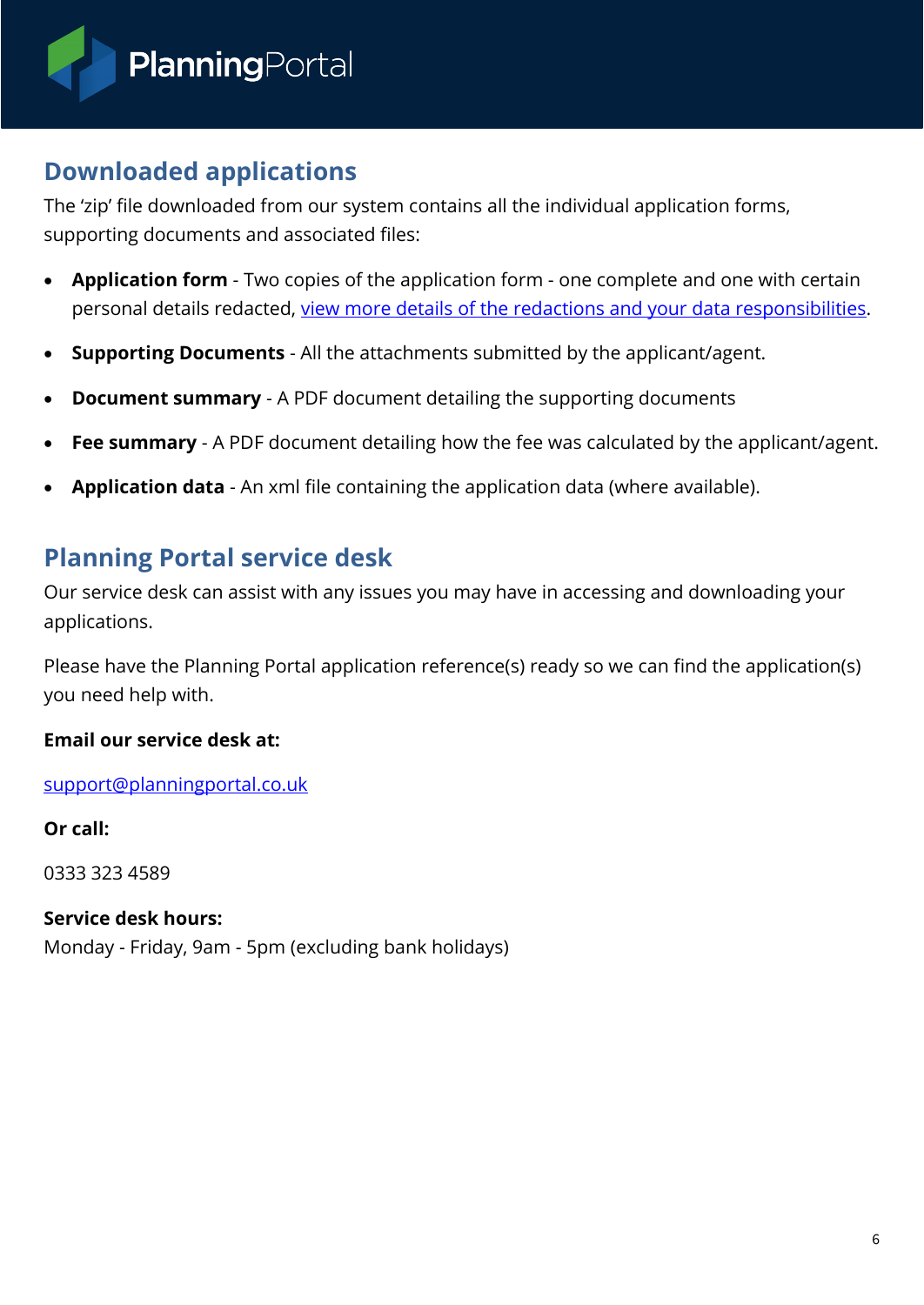## Downloaded applications

The 'zip' file downloaded from our system contains all the individual application forms, supporting documents and associated files:

- **Application form** - Two copies of the application form - one complete and one with certain personal details redacted, view more details of the redactions and your data responsibilities.
- **Supporting Documents** - All the attachments submitted by the applicant/agent.
- **Document summary** - A PDF document detailing the supporting documents
- **Fee summary** - A PDF document detailing how the fee was calculated by the applicant/agent.
- **Application data** - An xml file containing the application data (where available).

## Planning Portal service desk

Our service desk can assist with any issues you may have in accessing and downloading your applications.

Please have the Planning Portal application reference(s) ready so we can find the application(s) you need help with.

**Email our service desk at:**

support@planningportal.co.uk

**Or call:**

0333 323 4589

**Service desk hours:**
Monday - Friday, 9am - 5pm (excluding bank holidays)